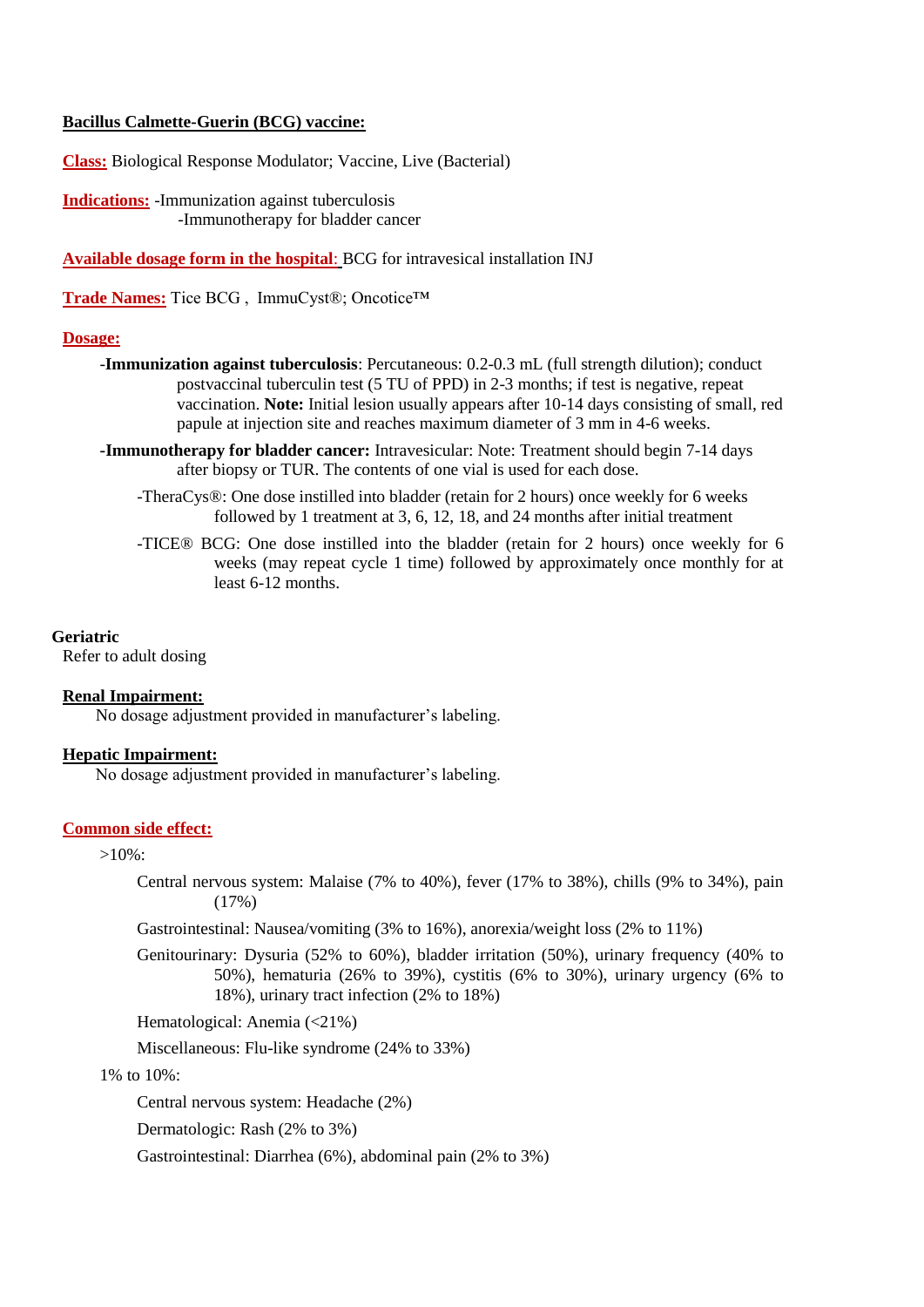**Bacillus Calmette-Guerin (BCG) vaccine:**

**Class:** Biological Response Modulator; Vaccine, Live (Bacterial)

**Indications:** -Immunization against tuberculosis
-Immunotherapy for bladder cancer

**Available dosage form in the hospital**: BCG for intravesical installation INJ

**Trade Names:** Tice BCG , ImmuCyst®; Oncotice™

**Dosage:**

-**Immunization against tuberculosis**: Percutaneous: 0.2-0.3 mL (full strength dilution); conduct postvaccinal tuberculin test (5 TU of PPD) in 2-3 months; if test is negative, repeat vaccination. **Note:** Initial lesion usually appears after 10-14 days consisting of small, red papule at injection site and reaches maximum diameter of 3 mm in 4-6 weeks.

-**Immunotherapy for bladder cancer:** Intravesicular: Note: Treatment should begin 7-14 days after biopsy or TUR. The contents of one vial is used for each dose.

- -TheraCys®: One dose instilled into bladder (retain for 2 hours) once weekly for 6 weeks followed by 1 treatment at 3, 6, 12, 18, and 24 months after initial treatment
- -TICE® BCG: One dose instilled into the bladder (retain for 2 hours) once weekly for 6 weeks (may repeat cycle 1 time) followed by approximately once monthly for at least 6-12 months.

**Geriatric**

Refer to adult dosing

**Renal Impairment:**

No dosage adjustment provided in manufacturer's labeling.

**Hepatic Impairment:**

No dosage adjustment provided in manufacturer's labeling.

**Common side effect:**

>10%:

- Central nervous system: Malaise (7% to 40%), fever (17% to 38%), chills (9% to 34%), pain (17%)
- Gastrointestinal: Nausea/vomiting (3% to 16%), anorexia/weight loss (2% to 11%)
- Genitourinary: Dysuria (52% to 60%), bladder irritation (50%), urinary frequency (40% to 50%), hematuria (26% to 39%), cystitis (6% to 30%), urinary urgency (6% to 18%), urinary tract infection (2% to 18%)
- Hematological: Anemia (<21%)
- Miscellaneous: Flu-like syndrome (24% to 33%)

1% to 10%:

- Central nervous system: Headache (2%)
- Dermatologic: Rash (2% to 3%)
- Gastrointestinal: Diarrhea (6%), abdominal pain (2% to 3%)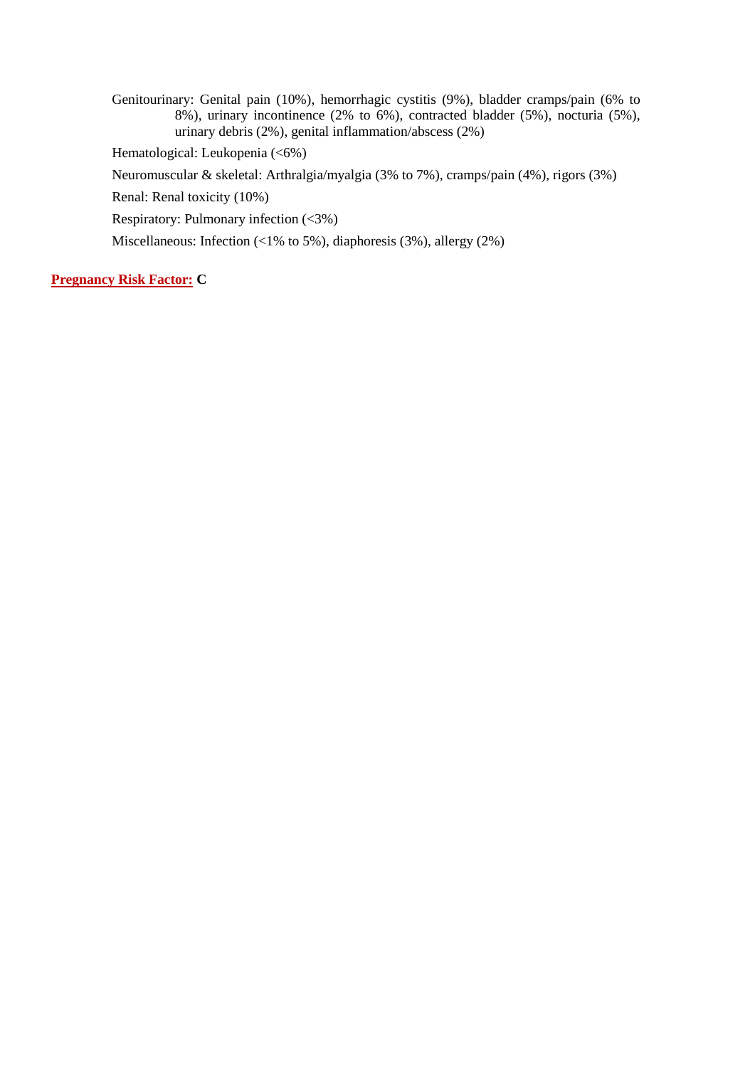Genitourinary: Genital pain (10%), hemorrhagic cystitis (9%), bladder cramps/pain (6% to 8%), urinary incontinence (2% to 6%), contracted bladder (5%), nocturia (5%), urinary debris (2%), genital inflammation/abscess (2%)

Hematological: Leukopenia (<6%)

Neuromuscular & skeletal: Arthralgia/myalgia (3% to 7%), cramps/pain (4%), rigors (3%)

Renal: Renal toxicity (10%)

Respiratory: Pulmonary infection (<3%)

Miscellaneous: Infection (<1% to 5%), diaphoresis (3%), allergy (2%)

**Pregnancy Risk Factor: C**